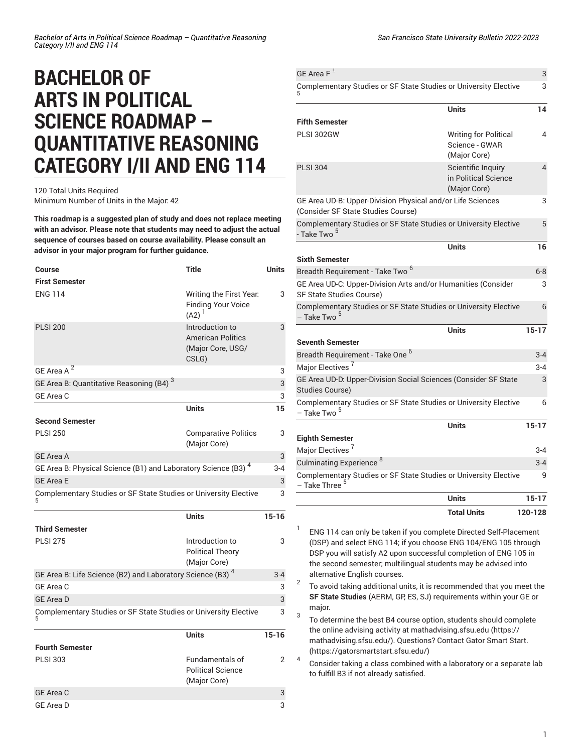# BACHELOR OF ARTS IN POLITICAL SCIENCE ROADMAP – QUANTITATIVE REASONING CATEGORY I/II AND ENG 114

120 Total Units Required
Minimum Number of Units in the Major: 42

**This roadmap is a suggested plan of study and does not replace meeting with an advisor. Please note that students may need to adjust the actual sequence of courses based on course availability. Please consult an advisor in your major program for further guidance.**

| Course | Title | Units |
|---|---|---|
| **First Semester** | | |
| ENG 114 | Writing the First Year: Finding Your Voice (A2) [1] | 3 |
| PLSI 200 | Introduction to American Politics (Major Core, USG/CSLG) | 3 |
| GE Area A [2] | | 3 |
| GE Area B: Quantitative Reasoning (B4) [3] | | 3 |
| GE Area C | | 3 |
| | **Units** | **15** |
| **Second Semester** | | |
| PLSI 250 | Comparative Politics (Major Core) | 3 |
| GE Area A | | 3 |
| GE Area B: Physical Science (B1) and Laboratory Science (B3) [4] | | 3-4 |
| GE Area E | | 3 |
| Complementary Studies or SF State Studies or University Elective [5] | | 3 |
| | **Units** | **15-16** |
| **Third Semester** | | |
| PLSI 275 | Introduction to Political Theory (Major Core) | 3 |
| GE Area B: Life Science (B2) and Laboratory Science (B3) [4] | | 3-4 |
| GE Area C | | 3 |
| GE Area D | | 3 |
| Complementary Studies or SF State Studies or University Elective [5] | | 3 |
| | **Units** | **15-16** |
| **Fourth Semester** | | |
| PLSI 303 | Fundamentals of Political Science (Major Core) | 2 |
| GE Area C | | 3 |
| GE Area D | | 3 |
| GE Area F [±] | | 3 |
| Complementary Studies or SF State Studies or University Elective [5] | | 3 |
| | **Units** | **14** |
| **Fifth Semester** | | |
| PLSI 302GW | Writing for Political Science - GWAR (Major Core) | 4 |
| PLSI 304 | Scientific Inquiry in Political Science (Major Core) | 4 |
| GE Area UD-B: Upper-Division Physical and/or Life Sciences (Consider SF State Studies Course) | | 3 |
| Complementary Studies or SF State Studies or University Elective - Take Two [5] | | 5 |
| | **Units** | **16** |
| **Sixth Semester** | | |
| Breadth Requirement - Take Two [6] | | 6-8 |
| GE Area UD-C: Upper-Division Arts and/or Humanities (Consider SF State Studies Course) | | 3 |
| Complementary Studies or SF State Studies or University Elective – Take Two [5] | | 6 |
| | **Units** | **15-17** |
| **Seventh Semester** | | |
| Breadth Requirement - Take One [6] | | 3-4 |
| Major Electives [7] | | 3-4 |
| GE Area UD-D: Upper-Division Social Sciences (Consider SF State Studies Course) | | 3 |
| Complementary Studies or SF State Studies or University Elective – Take Two [5] | | 6 |
| | **Units** | **15-17** |
| **Eighth Semester** | | |
| Major Electives [7] | | 3-4 |
| Culminating Experience [8] | | 3-4 |
| Complementary Studies or SF State Studies or University Elective – Take Three [5] | | 9 |
| | **Units** | **15-17** |
| | **Total Units** | **120-128** |

1. ENG 114 can only be taken if you complete Directed Self-Placement (DSP) and select ENG 114; if you choose ENG 104/ENG 105 through DSP you will satisfy A2 upon successful completion of ENG 105 in the second semester; multilingual students may be advised into alternative English courses.
2. To avoid taking additional units, it is recommended that you meet the **SF State Studies** (AERM, GP, ES, SJ) requirements within your GE or major.
3. To determine the best B4 course option, students should complete the online advising activity at mathadvising.sfsu.edu (https://mathadvising.sfsu.edu/). Questions? Contact Gator Smart Start. (https://gatorsmartstart.sfsu.edu/)
4. Consider taking a class combined with a laboratory or a separate lab to fulfill B3 if not already satisfied.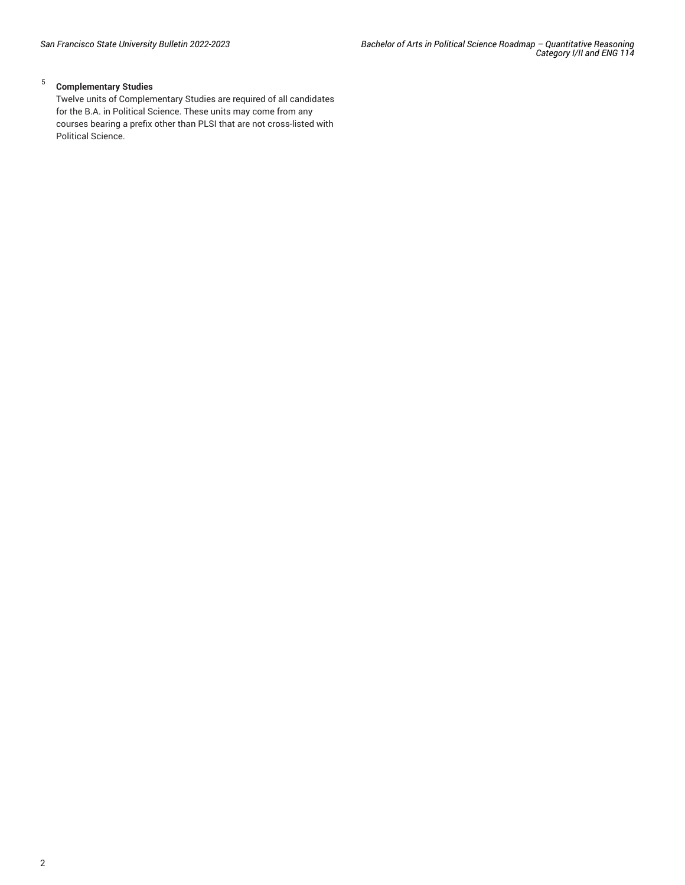[5] **Complementary Studies**

Twelve units of Complementary Studies are required of all candidates for the B.A. in Political Science. These units may come from any courses bearing a prefix other than PLSI that are not cross-listed with Political Science.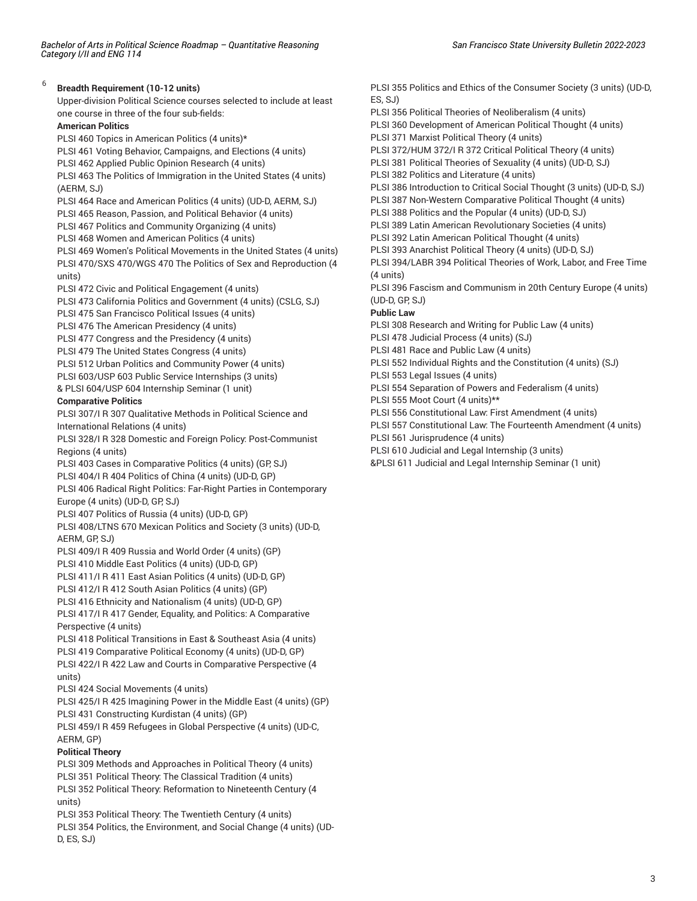[6] **Breadth Requirement (10-12 units)**

Upper-division Political Science courses selected to include at least one course in three of the four sub-fields:

**American Politics**

PLSI 460 Topics in American Politics (4 units)*
PLSI 461 Voting Behavior, Campaigns, and Elections (4 units)
PLSI 462 Applied Public Opinion Research (4 units)
PLSI 463 The Politics of Immigration in the United States (4 units) (AERM, SJ)
PLSI 464 Race and American Politics (4 units) (UD-D, AERM, SJ)
PLSI 465 Reason, Passion, and Political Behavior (4 units)
PLSI 467 Politics and Community Organizing (4 units)
PLSI 468 Women and American Politics (4 units)
PLSI 469 Women's Political Movements in the United States (4 units)
PLSI 470/SXS 470/WGS 470 The Politics of Sex and Reproduction (4 units)
PLSI 472 Civic and Political Engagement (4 units)
PLSI 473 California Politics and Government (4 units) (CSLG, SJ)
PLSI 475 San Francisco Political Issues (4 units)
PLSI 476 The American Presidency (4 units)
PLSI 477 Congress and the Presidency (4 units)
PLSI 479 The United States Congress (4 units)
PLSI 512 Urban Politics and Community Power (4 units)
PLSI 603/USP 603 Public Service Internships (3 units)
& PLSI 604/USP 604 Internship Seminar (1 unit)

**Comparative Politics**

PLSI 307/I R 307 Qualitative Methods in Political Science and International Relations (4 units)
PLSI 328/I R 328 Domestic and Foreign Policy: Post-Communist Regions (4 units)
PLSI 403 Cases in Comparative Politics (4 units) (GP, SJ)
PLSI 404/I R 404 Politics of China (4 units) (UD-D, GP)
PLSI 406 Radical Right Politics: Far-Right Parties in Contemporary Europe (4 units) (UD-D, GP, SJ)
PLSI 407 Politics of Russia (4 units) (UD-D, GP)
PLSI 408/LTNS 670 Mexican Politics and Society (3 units) (UD-D, AERM, GP, SJ)
PLSI 409/I R 409 Russia and World Order (4 units) (GP)
PLSI 410 Middle East Politics (4 units) (UD-D, GP)
PLSI 411/I R 411 East Asian Politics (4 units) (UD-D, GP)
PLSI 412/I R 412 South Asian Politics (4 units) (GP)
PLSI 416 Ethnicity and Nationalism (4 units) (UD-D, GP)
PLSI 417/I R 417 Gender, Equality, and Politics: A Comparative Perspective (4 units)
PLSI 418 Political Transitions in East & Southeast Asia (4 units)
PLSI 419 Comparative Political Economy (4 units) (UD-D, GP)
PLSI 422/I R 422 Law and Courts in Comparative Perspective (4 units)
PLSI 424 Social Movements (4 units)
PLSI 425/I R 425 Imagining Power in the Middle East (4 units) (GP)
PLSI 431 Constructing Kurdistan (4 units) (GP)
PLSI 459/I R 459 Refugees in Global Perspective (4 units) (UD-C, AERM, GP)

**Political Theory**

PLSI 309 Methods and Approaches in Political Theory (4 units)
PLSI 351 Political Theory: The Classical Tradition (4 units)
PLSI 352 Political Theory: Reformation to Nineteenth Century (4 units)
PLSI 353 Political Theory: The Twentieth Century (4 units)
PLSI 354 Politics, the Environment, and Social Change (4 units) (UD-D, ES, SJ)
PLSI 355 Politics and Ethics of the Consumer Society (3 units) (UD-D, ES, SJ)
PLSI 356 Political Theories of Neoliberalism (4 units)
PLSI 360 Development of American Political Thought (4 units)
PLSI 371 Marxist Political Theory (4 units)
PLSI 372/HUM 372/I R 372 Critical Political Theory (4 units)
PLSI 381 Political Theories of Sexuality (4 units) (UD-D, SJ)
PLSI 382 Politics and Literature (4 units)
PLSI 386 Introduction to Critical Social Thought (3 units) (UD-D, SJ)
PLSI 387 Non-Western Comparative Political Thought (4 units)
PLSI 388 Politics and the Popular (4 units) (UD-D, SJ)
PLSI 389 Latin American Revolutionary Societies (4 units)
PLSI 392 Latin American Political Thought (4 units)
PLSI 393 Anarchist Political Theory (4 units) (UD-D, SJ)
PLSI 394/LABR 394 Political Theories of Work, Labor, and Free Time (4 units)
PLSI 396 Fascism and Communism in 20th Century Europe (4 units) (UD-D, GP, SJ)

**Public Law**

PLSI 308 Research and Writing for Public Law (4 units)
PLSI 478 Judicial Process (4 units) (SJ)
PLSI 481 Race and Public Law (4 units)
PLSI 552 Individual Rights and the Constitution (4 units) (SJ)
PLSI 553 Legal Issues (4 units)
PLSI 554 Separation of Powers and Federalism (4 units)
PLSI 555 Moot Court (4 units)**
PLSI 556 Constitutional Law: First Amendment (4 units)
PLSI 557 Constitutional Law: The Fourteenth Amendment (4 units)
PLSI 561 Jurisprudence (4 units)
PLSI 610 Judicial and Legal Internship (3 units)
&PLSI 611 Judicial and Legal Internship Seminar (1 unit)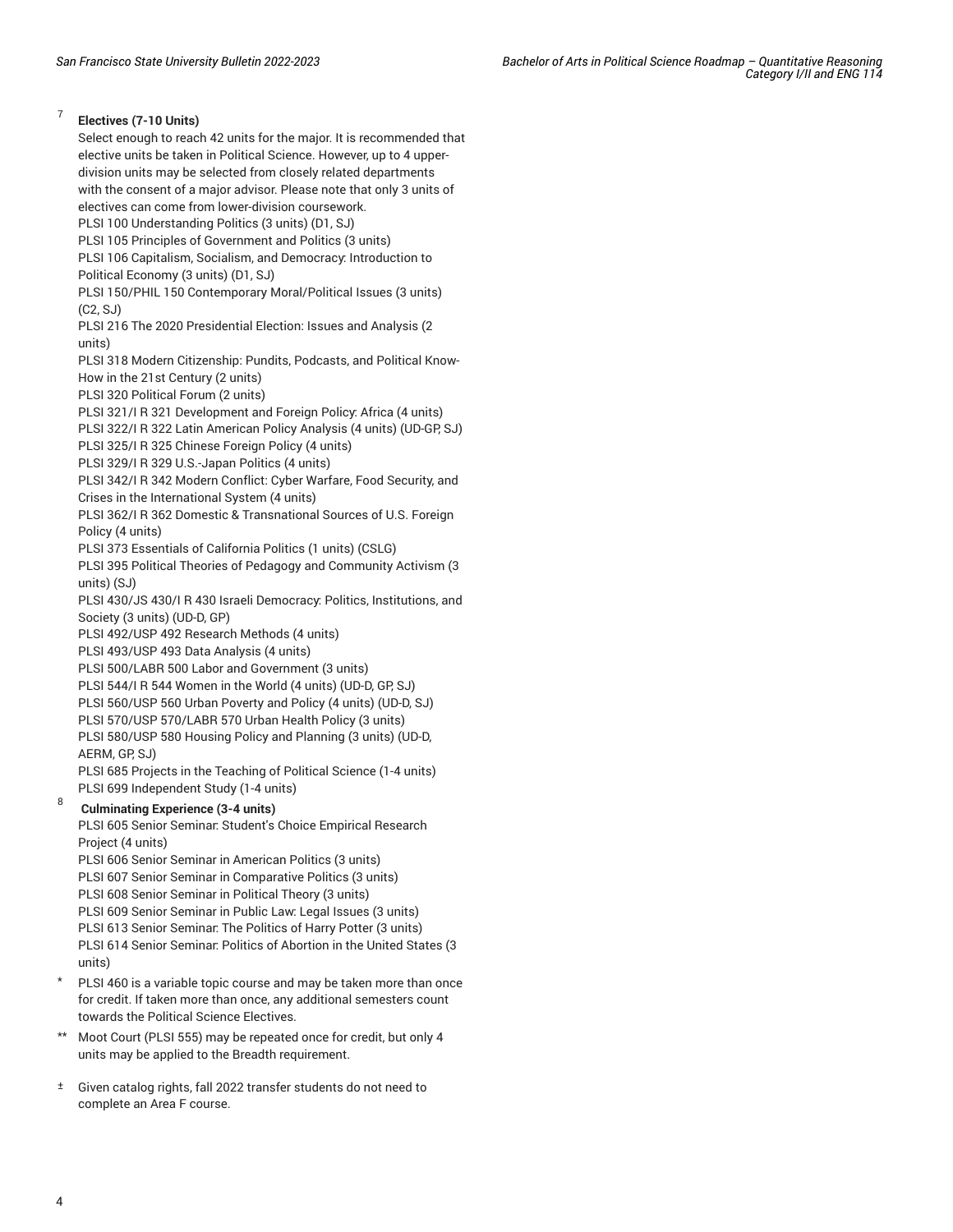[7] **Electives (7-10 Units)**

Select enough to reach 42 units for the major. It is recommended that elective units be taken in Political Science. However, up to 4 upper-division units may be selected from closely related departments with the consent of a major advisor. Please note that only 3 units of electives can come from lower-division coursework.

PLSI 100 Understanding Politics (3 units) (D1, SJ)
PLSI 105 Principles of Government and Politics (3 units)
PLSI 106 Capitalism, Socialism, and Democracy: Introduction to Political Economy (3 units) (D1, SJ)
PLSI 150/PHIL 150 Contemporary Moral/Political Issues (3 units) (C2, SJ)
PLSI 216 The 2020 Presidential Election: Issues and Analysis (2 units)
PLSI 318 Modern Citizenship: Pundits, Podcasts, and Political Know-How in the 21st Century (2 units)
PLSI 320 Political Forum (2 units)
PLSI 321/I R 321 Development and Foreign Policy: Africa (4 units)
PLSI 322/I R 322 Latin American Policy Analysis (4 units) (UD-GP, SJ)
PLSI 325/I R 325 Chinese Foreign Policy (4 units)
PLSI 329/I R 329 U.S.-Japan Politics (4 units)
PLSI 342/I R 342 Modern Conflict: Cyber Warfare, Food Security, and Crises in the International System (4 units)
PLSI 362/I R 362 Domestic & Transnational Sources of U.S. Foreign Policy (4 units)
PLSI 373 Essentials of California Politics (1 units) (CSLG)
PLSI 395 Political Theories of Pedagogy and Community Activism (3 units) (SJ)
PLSI 430/JS 430/I R 430 Israeli Democracy: Politics, Institutions, and Society (3 units) (UD-D, GP)
PLSI 492/USP 492 Research Methods (4 units)
PLSI 493/USP 493 Data Analysis (4 units)
PLSI 500/LABR 500 Labor and Government (3 units)
PLSI 544/I R 544 Women in the World (4 units) (UD-D, GP, SJ)
PLSI 560/USP 560 Urban Poverty and Policy (4 units) (UD-D, SJ)
PLSI 570/USP 570/LABR 570 Urban Health Policy (3 units)
PLSI 580/USP 580 Housing Policy and Planning (3 units) (UD-D, AERM, GP, SJ)
PLSI 685 Projects in the Teaching of Political Science (1-4 units)
PLSI 699 Independent Study (1-4 units)

[8] **Culminating Experience (3-4 units)**

PLSI 605 Senior Seminar: Student's Choice Empirical Research Project (4 units)
PLSI 606 Senior Seminar in American Politics (3 units)
PLSI 607 Senior Seminar in Comparative Politics (3 units)
PLSI 608 Senior Seminar in Political Theory (3 units)
PLSI 609 Senior Seminar in Public Law: Legal Issues (3 units)
PLSI 613 Senior Seminar: The Politics of Harry Potter (3 units)
PLSI 614 Senior Seminar: Politics of Abortion in the United States (3 units)

\* PLSI 460 is a variable topic course and may be taken more than once for credit. If taken more than once, any additional semesters count towards the Political Science Electives.

\*\* Moot Court (PLSI 555) may be repeated once for credit, but only 4 units may be applied to the Breadth requirement.

± Given catalog rights, fall 2022 transfer students do not need to complete an Area F course.